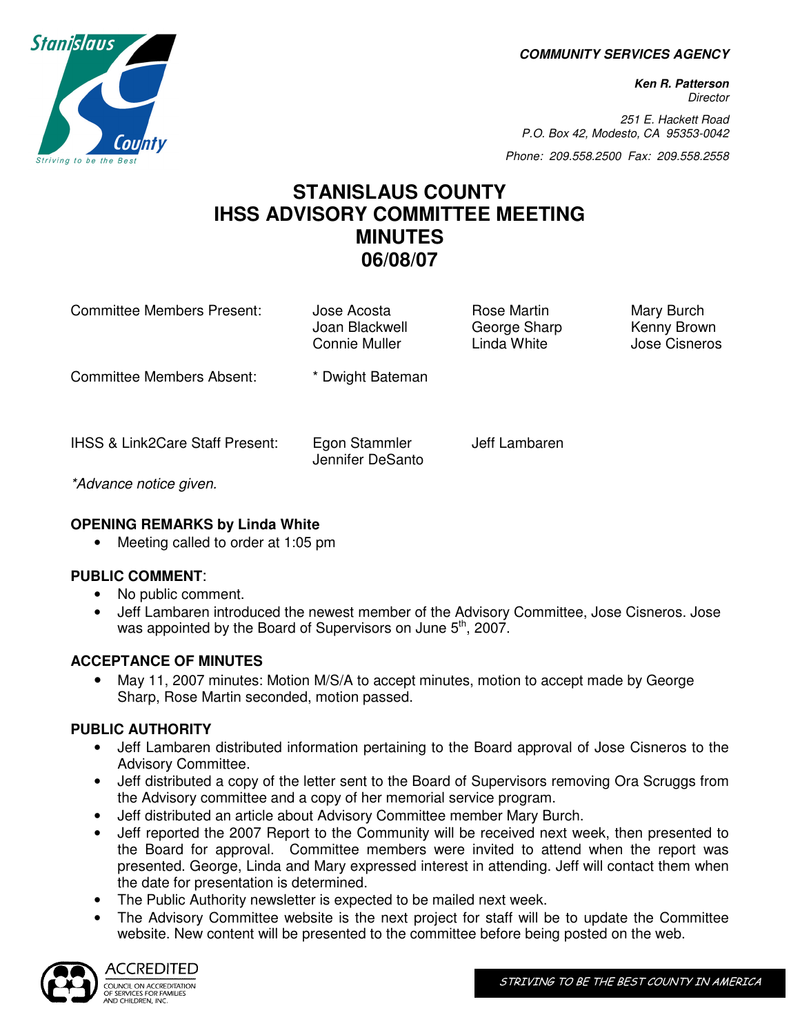**COMMUNITY SERVICES AGENCY**

**Ken R. Patterson**
Director

251 E. Hackett Road
P.O. Box 42, Modesto, CA 95353-0042

Phone: 209.558.2500 Fax: 209.558.2558

# STANISLAUS COUNTY IHSS ADVISORY COMMITTEE MEETING MINUTES 06/08/07

| | | | |
|---|---|---|---|
| Committee Members Present: | Jose Acosta<br>Joan Blackwell<br>Connie Muller | Rose Martin<br>George Sharp<br>Linda White | Mary Burch<br>Kenny Brown<br>Jose Cisneros |
| Committee Members Absent: | * Dwight Bateman | | |
| IHSS & Link2Care Staff Present: | Egon Stammler<br>Jennifer DeSanto | Jeff Lambaren | |

*Advance notice given.

**OPENING REMARKS by Linda White**

- Meeting called to order at 1:05 pm

**PUBLIC COMMENT**:

- No public comment.
- Jeff Lambaren introduced the newest member of the Advisory Committee, Jose Cisneros. Jose was appointed by the Board of Supervisors on June 5th, 2007.

**ACCEPTANCE OF MINUTES**

- May 11, 2007 minutes: Motion M/S/A to accept minutes, motion to accept made by George Sharp, Rose Martin seconded, motion passed.

**PUBLIC AUTHORITY**

- Jeff Lambaren distributed information pertaining to the Board approval of Jose Cisneros to the Advisory Committee.
- Jeff distributed a copy of the letter sent to the Board of Supervisors removing Ora Scruggs from the Advisory committee and a copy of her memorial service program.
- Jeff distributed an article about Advisory Committee member Mary Burch.
- Jeff reported the 2007 Report to the Community will be received next week, then presented to the Board for approval. Committee members were invited to attend when the report was presented. George, Linda and Mary expressed interest in attending. Jeff will contact them when the date for presentation is determined.
- The Public Authority newsletter is expected to be mailed next week.
- The Advisory Committee website is the next project for staff will be to update the Committee website. New content will be presented to the committee before being posted on the web.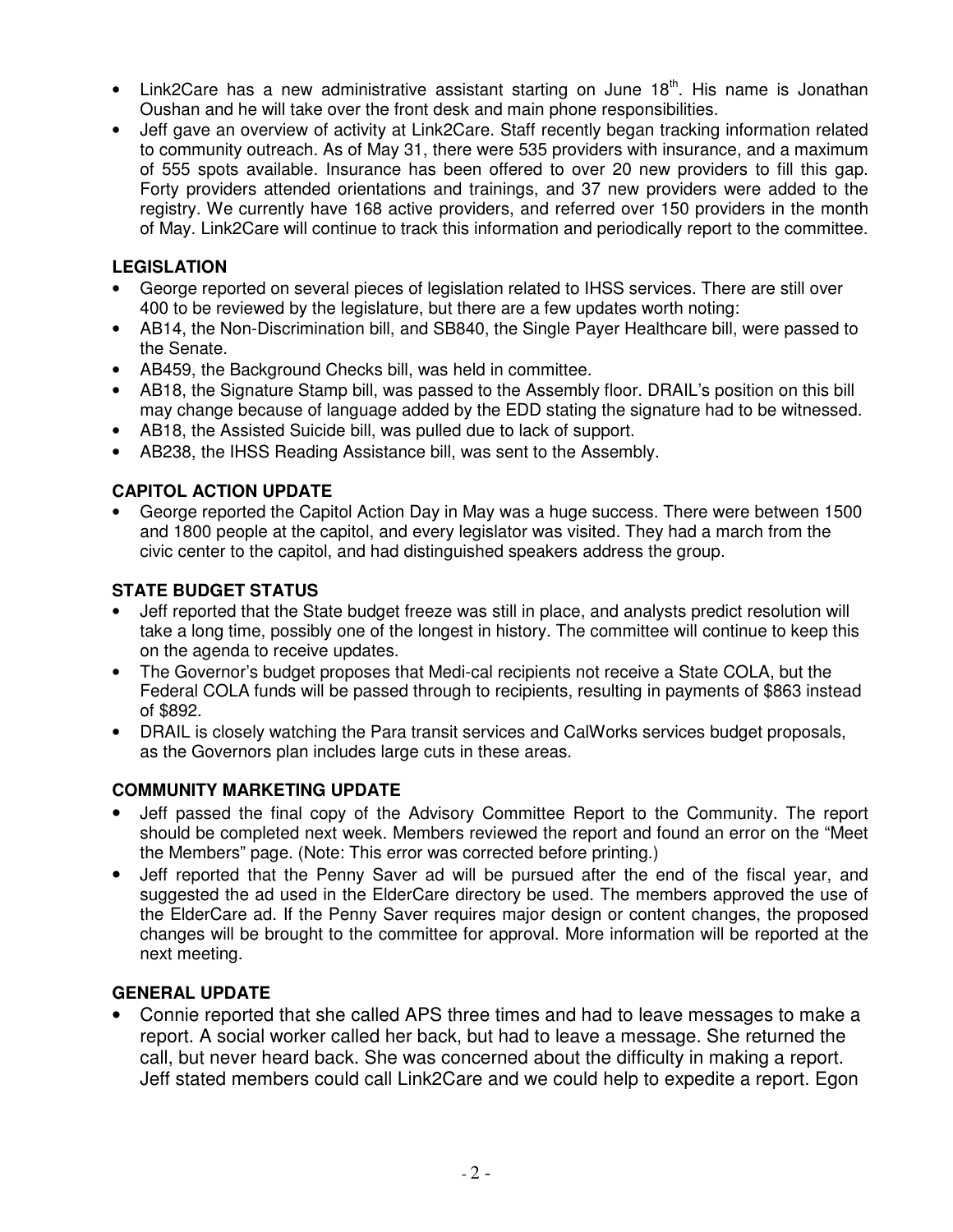- Link2Care has a new administrative assistant starting on June 18th. His name is Jonathan Oushan and he will take over the front desk and main phone responsibilities.
- Jeff gave an overview of activity at Link2Care. Staff recently began tracking information related to community outreach. As of May 31, there were 535 providers with insurance, and a maximum of 555 spots available. Insurance has been offered to over 20 new providers to fill this gap. Forty providers attended orientations and trainings, and 37 new providers were added to the registry. We currently have 168 active providers, and referred over 150 providers in the month of May. Link2Care will continue to track this information and periodically report to the committee.

**LEGISLATION**

- George reported on several pieces of legislation related to IHSS services. There are still over 400 to be reviewed by the legislature, but there are a few updates worth noting:
- AB14, the Non-Discrimination bill, and SB840, the Single Payer Healthcare bill, were passed to the Senate.
- AB459, the Background Checks bill, was held in committee.
- AB18, the Signature Stamp bill, was passed to the Assembly floor. DRAIL's position on this bill may change because of language added by the EDD stating the signature had to be witnessed.
- AB18, the Assisted Suicide bill, was pulled due to lack of support.
- AB238, the IHSS Reading Assistance bill, was sent to the Assembly.

**CAPITOL ACTION UPDATE**

- George reported the Capitol Action Day in May was a huge success. There were between 1500 and 1800 people at the capitol, and every legislator was visited. They had a march from the civic center to the capitol, and had distinguished speakers address the group.

**STATE BUDGET STATUS**

- Jeff reported that the State budget freeze was still in place, and analysts predict resolution will take a long time, possibly one of the longest in history. The committee will continue to keep this on the agenda to receive updates.
- The Governor's budget proposes that Medi-cal recipients not receive a State COLA, but the Federal COLA funds will be passed through to recipients, resulting in payments of $863 instead of $892.
- DRAIL is closely watching the Para transit services and CalWorks services budget proposals, as the Governors plan includes large cuts in these areas.

**COMMUNITY MARKETING UPDATE**

- Jeff passed the final copy of the Advisory Committee Report to the Community. The report should be completed next week. Members reviewed the report and found an error on the "Meet the Members" page. (Note: This error was corrected before printing.)
- Jeff reported that the Penny Saver ad will be pursued after the end of the fiscal year, and suggested the ad used in the ElderCare directory be used. The members approved the use of the ElderCare ad. If the Penny Saver requires major design or content changes, the proposed changes will be brought to the committee for approval. More information will be reported at the next meeting.

**GENERAL UPDATE**

- Connie reported that she called APS three times and had to leave messages to make a report. A social worker called her back, but had to leave a message. She returned the call, but never heard back. She was concerned about the difficulty in making a report. Jeff stated members could call Link2Care and we could help to expedite a report. Egon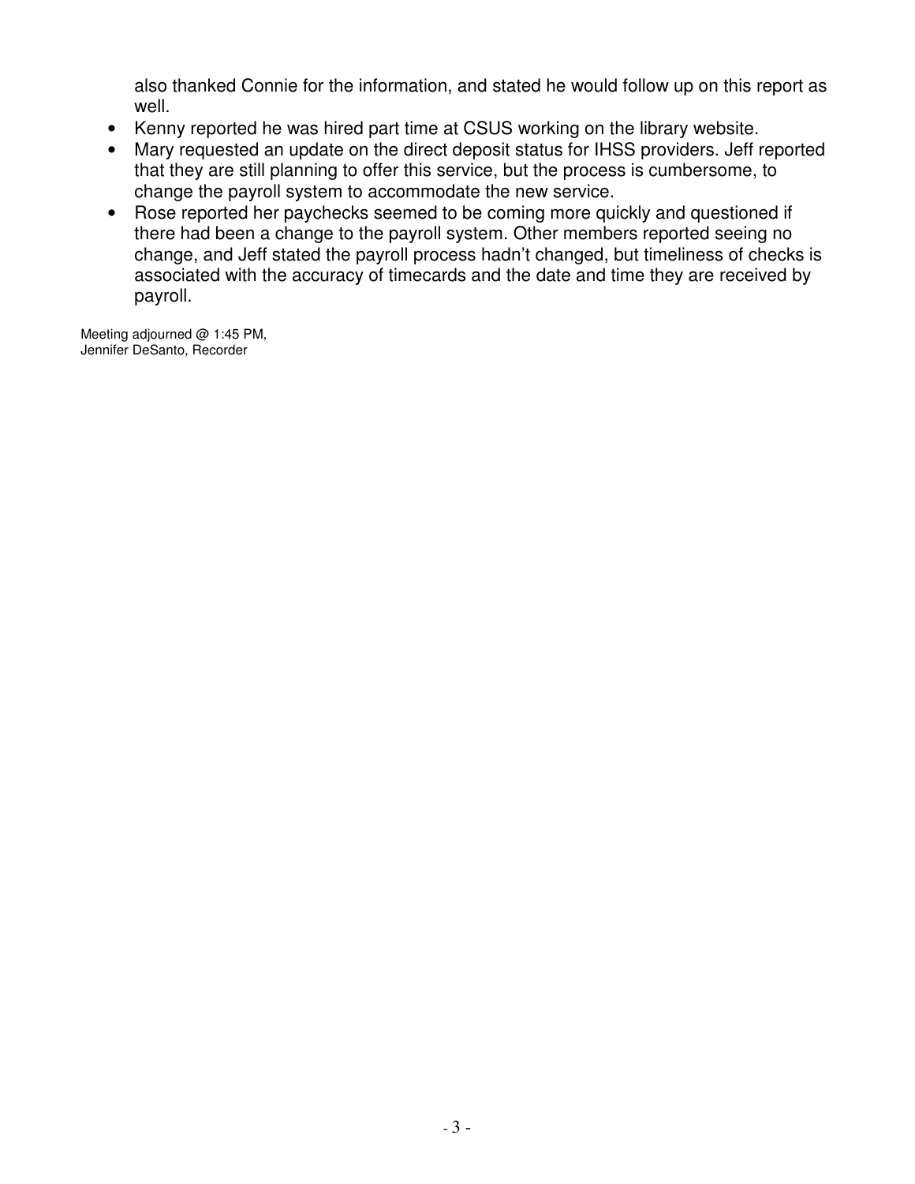also thanked Connie for the information, and stated he would follow up on this report as well.

- Kenny reported he was hired part time at CSUS working on the library website.
- Mary requested an update on the direct deposit status for IHSS providers. Jeff reported that they are still planning to offer this service, but the process is cumbersome, to change the payroll system to accommodate the new service.
- Rose reported her paychecks seemed to be coming more quickly and questioned if there had been a change to the payroll system. Other members reported seeing no change, and Jeff stated the payroll process hadn't changed, but timeliness of checks is associated with the accuracy of timecards and the date and time they are received by payroll.

Meeting adjourned @ 1:45 PM,
Jennifer DeSanto, Recorder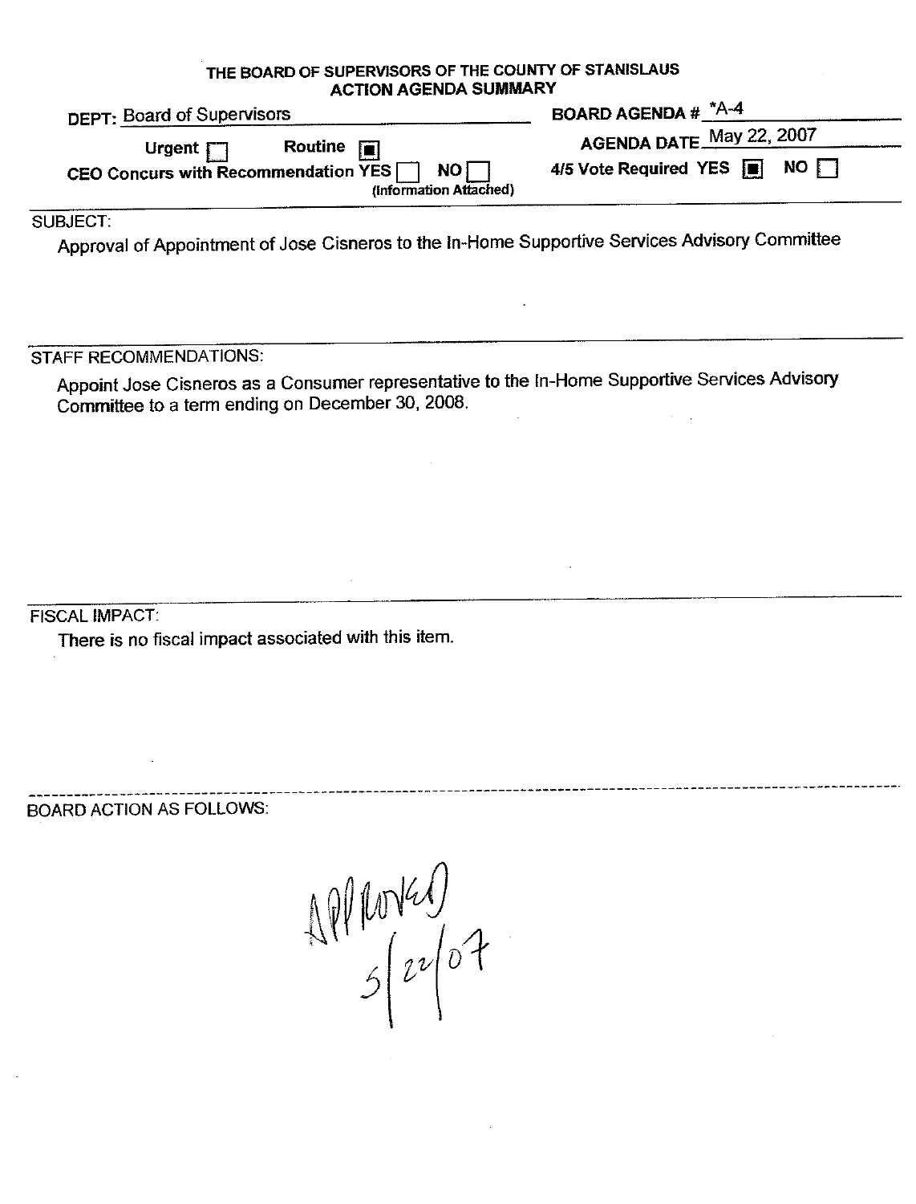# THE BOARD OF SUPERVISORS OF THE COUNTY OF STANISLAUS
## ACTION AGENDA SUMMARY

**DEPT:** Board of Supervisors

**BOARD AGENDA #** *A-4

**Urgent** ☐ **Routine** ☒

**AGENDA DATE** May 22, 2007

**CEO Concurs with Recommendation YES** ☐ **NO** ☐
(Information Attached)

**4/5 Vote Required YES** ☒ **NO** ☐

SUBJECT:

Approval of Appointment of Jose Cisneros to the In-Home Supportive Services Advisory Committee

STAFF RECOMMENDATIONS:

Appoint Jose Cisneros as a Consumer representative to the In-Home Supportive Services Advisory Committee to a term ending on December 30, 2008.

FISCAL IMPACT:

There is no fiscal impact associated with this item.

BOARD ACTION AS FOLLOWS:

APPROVED
5/22/07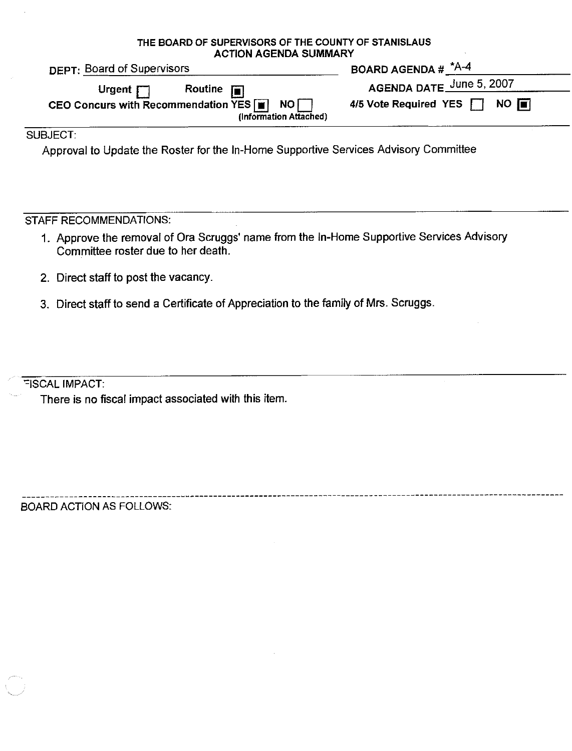**THE BOARD OF SUPERVISORS OF THE COUNTY OF STANISLAUS**
**ACTION AGENDA SUMMARY**

DEPT: Board of Supervisors

BOARD AGENDA # *A-4

Urgent ☐ Routine ■

AGENDA DATE June 5, 2007

CEO Concurs with Recommendation YES ■ NO ☐
(Information Attached)

4/5 Vote Required YES ☐ NO ■

SUBJECT:

Approval to Update the Roster for the In-Home Supportive Services Advisory Committee

STAFF RECOMMENDATIONS:

1. Approve the removal of Ora Scruggs' name from the In-Home Supportive Services Advisory Committee roster due to her death.
2. Direct staff to post the vacancy.
3. Direct staff to send a Certificate of Appreciation to the family of Mrs. Scruggs.

FISCAL IMPACT:

There is no fiscal impact associated with this item.

BOARD ACTION AS FOLLOWS: